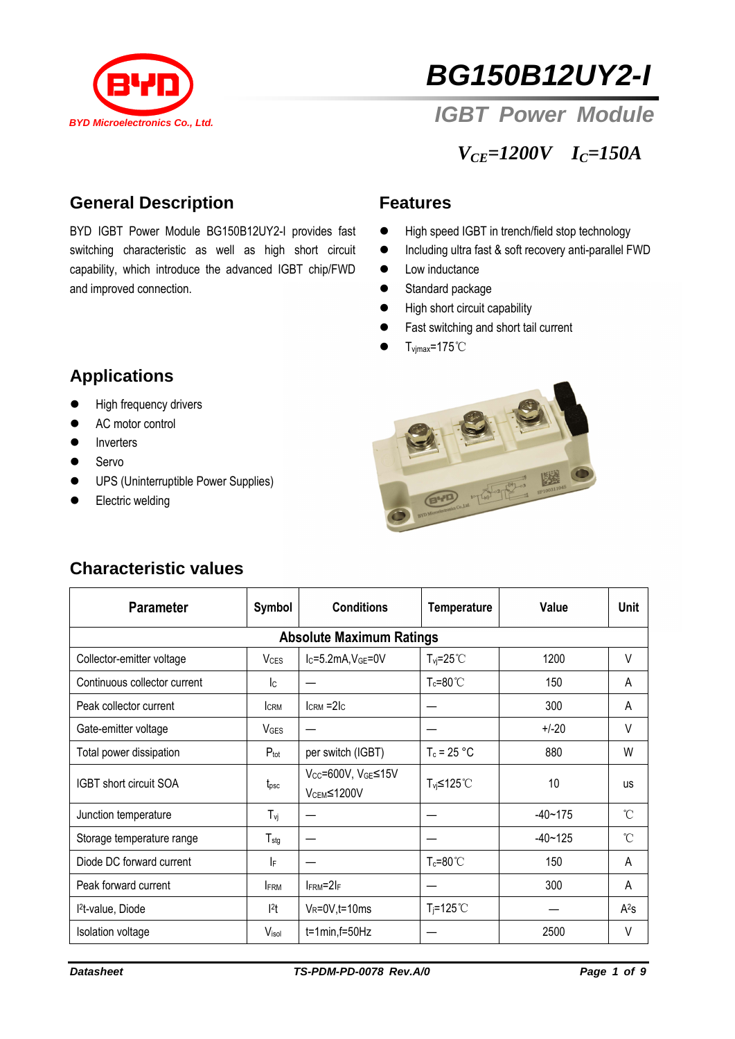BYD Microelectronics Co., Ltd.

# BG150B12UY2-I

## IGBT Power Module

$V_{CE}$=1200V   $I_C$=150A

## General Description

BYD IGBT Power Module BG150B12UY2-I provides fast switching characteristic as well as high short circuit capability, which introduce the advanced IGBT chip/FWD and improved connection.

## Features

- High speed IGBT in trench/field stop technology
- Including ultra fast & soft recovery anti-parallel FWD
- Low inductance
- Standard package
- High short circuit capability
- Fast switching and short tail current
- $T_{vjmax}$=175℃

## Applications

- High frequency drivers
- AC motor control
- Inverters
- Servo
- UPS (Uninterruptible Power Supplies)
- Electric welding

## Characteristic values

| Parameter | Symbol | Conditions | Temperature | Value | Unit |
|---|---|---|---|---|---|
| **Absolute Maximum Ratings** | | | | | |
| Collector-emitter voltage | $V_{CES}$ | $I_C$=5.2mA,$V_{GE}$=0V | $T_{vj}$=25℃ | 1200 | V |
| Continuous collector current | $I_C$ | — | $T_c$=80℃ | 150 | A |
| Peak collector current | $I_{CRM}$ | $I_{CRM}$ =2$I_C$ | — | 300 | A |
| Gate-emitter voltage | $V_{GES}$ | — | — | +/-20 | V |
| Total power dissipation | $P_{tot}$ | per switch (IGBT) | $T_c$ = 25 °C | 880 | W |
| IGBT short circuit SOA | $t_{psc}$ | $V_{CC}$=600V, $V_{GE}$≤15V $V_{CEM}$≤1200V | $T_{vj}$≤125℃ | 10 | us |
| Junction temperature | $T_{vj}$ | — | — | -40~175 | ℃ |
| Storage temperature range | $T_{stg}$ | — | — | -40~125 | ℃ |
| Diode DC forward current | $I_F$ | — | $T_c$=80℃ | 150 | A |
| Peak forward current | $I_{FRM}$ | $I_{FRM}$=2$I_F$ | — | 300 | A |
| $I^2t$-value, Diode | $I^2t$ | $V_R$=0V,t=10ms | $T_j$=125℃ | — | $A^2s$ |
| Isolation voltage | $V_{isol}$ | t=1min,f=50Hz | — | 2500 | V |

Datasheet TS-PDM-PD-0078 Rev.A/0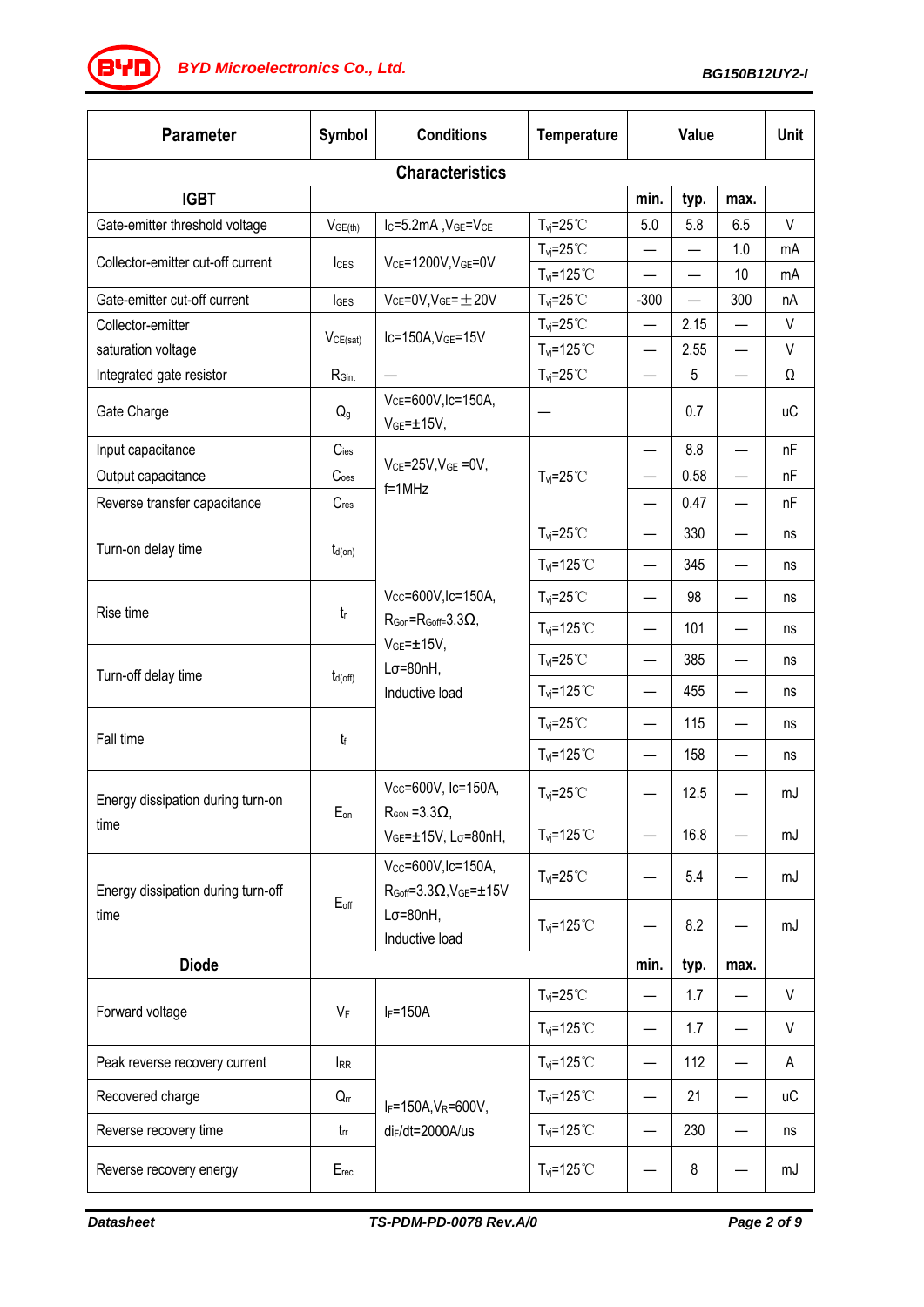| Parameter | Symbol | Conditions | Temperature | Value | | | Unit |
|---|---|---|---|---|---|---|---|
| **Characteristics** | | | | | | | |
| **IGBT** | | | | **min.** | **typ.** | **max.** | |
| Gate-emitter threshold voltage | $V_{GE(th)}$ | $I_C$=5.2mA ,$V_{GE}$=$V_{CE}$ | $T_{vj}$=25℃ | 5.0 | 5.8 | 6.5 | V |
| Collector-emitter cut-off current | $I_{CES}$ | $V_{CE}$=1200V,$V_{GE}$=0V | $T_{vj}$=25℃ | — | — | 1.0 | mA |
| | | | $T_{vj}$=125℃ | — | — | 10 | mA |
| Gate-emitter cut-off current | $I_{GES}$ | $V_{CE}$=0V,$V_{GE}$=±20V | $T_{vj}$=25℃ | -300 | — | 300 | nA |
| Collector-emitter saturation voltage | $V_{CE(sat)}$ | Ic=150A,$V_{GE}$=15V | $T_{vj}$=25℃ | — | 2.15 | — | V |
| | | | $T_{vj}$=125℃ | — | 2.55 | — | V |
| Integrated gate resistor | $R_{Gint}$ | — | $T_{vj}$=25℃ | — | 5 | — | Ω |
| Gate Charge | $Q_g$ | $V_{CE}$=600V,Ic=150A, $V_{GE}$=±15V, | — | | 0.7 | | uC |
| Input capacitance | $C_{ies}$ | $V_{CE}$=25V,$V_{GE}$ =0V, f=1MHz | $T_{vj}$=25℃ | — | 8.8 | — | nF |
| Output capacitance | $C_{oes}$ | | | — | 0.58 | — | nF |
| Reverse transfer capacitance | $C_{res}$ | | | — | 0.47 | — | nF |
| Turn-on delay time | $t_{d(on)}$ | $V_{CC}$=600V,Ic=150A, $R_{Gon}$=$R_{Goff}$=3.3Ω, $V_{GE}$=±15V, Lσ=80nH, Inductive load | $T_{vj}$=25℃ | — | 330 | — | ns |
| | | | $T_{vj}$=125℃ | — | 345 | — | ns |
| Rise time | $t_r$ | | $T_{vj}$=25℃ | — | 98 | — | ns |
| | | | $T_{vj}$=125℃ | — | 101 | — | ns |
| Turn-off delay time | $t_{d(off)}$ | | $T_{vj}$=25℃ | — | 385 | — | ns |
| | | | $T_{vj}$=125℃ | — | 455 | — | ns |
| Fall time | $t_f$ | | $T_{vj}$=25℃ | — | 115 | — | ns |
| | | | $T_{vj}$=125℃ | — | 158 | — | ns |
| Energy dissipation during turn-on time | $E_{on}$ | $V_{CC}$=600V, Ic=150A, $R_{GON}$ =3.3Ω, $V_{GE}$=±15V, Lσ=80nH, | $T_{vj}$=25℃ | — | 12.5 | — | mJ |
| | | | $T_{vj}$=125℃ | — | 16.8 | — | mJ |
| Energy dissipation during turn-off time | $E_{off}$ | $V_{CC}$=600V,Ic=150A, $R_{Goff}$=3.3Ω,$V_{GE}$=±15V Lσ=80nH, Inductive load | $T_{vj}$=25℃ | — | 5.4 | — | mJ |
| | | | $T_{vj}$=125℃ | — | 8.2 | — | mJ |
| **Diode** | | | | **min.** | **typ.** | **max.** | |
| Forward voltage | $V_F$ | $I_F$=150A | $T_{vj}$=25℃ | — | 1.7 | — | V |
| | | | $T_{vj}$=125℃ | — | 1.7 | — | V |
| Peak reverse recovery current | $I_{RR}$ | $I_F$=150A,$V_R$=600V, $di_F/dt$=2000A/us | $T_{vj}$=125℃ | — | 112 | — | A |
| Recovered charge | $Q_{rr}$ | | $T_{vj}$=125℃ | — | 21 | — | uC |
| Reverse recovery time | $t_{rr}$ | | $T_{vj}$=125℃ | — | 230 | — | ns |
| Reverse recovery energy | $E_{rec}$ | | $T_{vj}$=125℃ | — | 8 | — | mJ |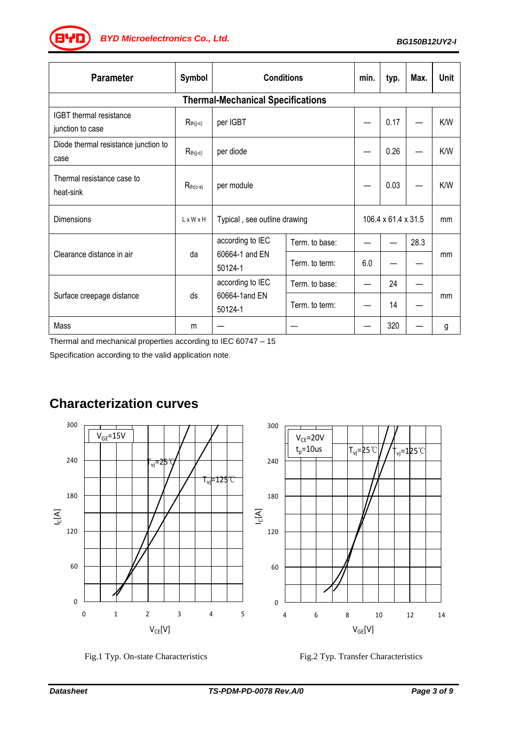| Parameter | Symbol | Conditions | | min. | typ. | Max. | Unit |
|---|---|---|---|---|---|---|---|
| **Thermal-Mechanical Specifications** | | | | | | | |
| IGBT thermal resistance junction to case | $R_{th(j-c)}$ | per IGBT | | — | 0.17 | — | K/W |
| Diode thermal resistance junction to case | $R_{th(j-c)}$ | per diode | | — | 0.26 | — | K/W |
| Thermal resistance case to heat-sink | $R_{th(c-s)}$ | per module | | — | 0.03 | — | K/W |
| Dimensions | L x W x H | Typical , see outline drawing | | 106.4 x 61.4 x 31.5 | | | mm |
| Clearance distance in air | da | according to IEC 60664-1 and EN 50124-1 | Term. to base: | — | — | 28.3 | mm |
| | | | Term. to term: | 6.0 | — | — | |
| Surface creepage distance | ds | according to IEC 60664-1and EN 50124-1 | Term. to base: | — | 24 | — | mm |
| | | | Term. to term: | — | 14 | — | |
| Mass | m | — | — | — | 320 | — | g |

Thermal and mechanical properties according to IEC 60747 – 15

Specification according to the valid application note.

## Characterization curves

Fig.1 Typ. On-state Characteristics

Fig.2 Typ. Transfer Characteristics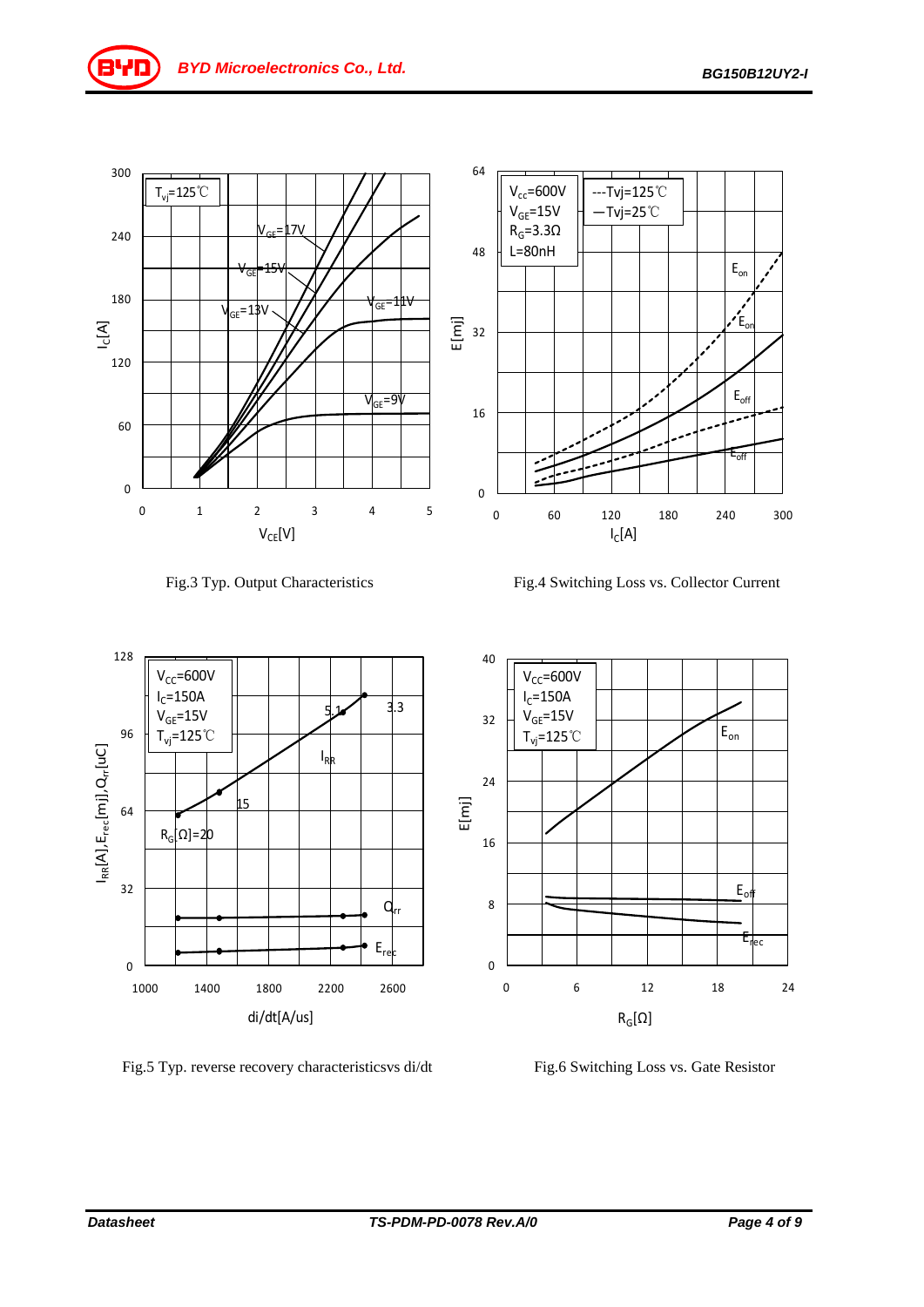Fig.3 Typ. Output Characteristics

Fig.4 Switching Loss vs. Collector Current

Fig.5 Typ. reverse recovery characteristicsvs di/dt

Fig.6 Switching Loss vs. Gate Resistor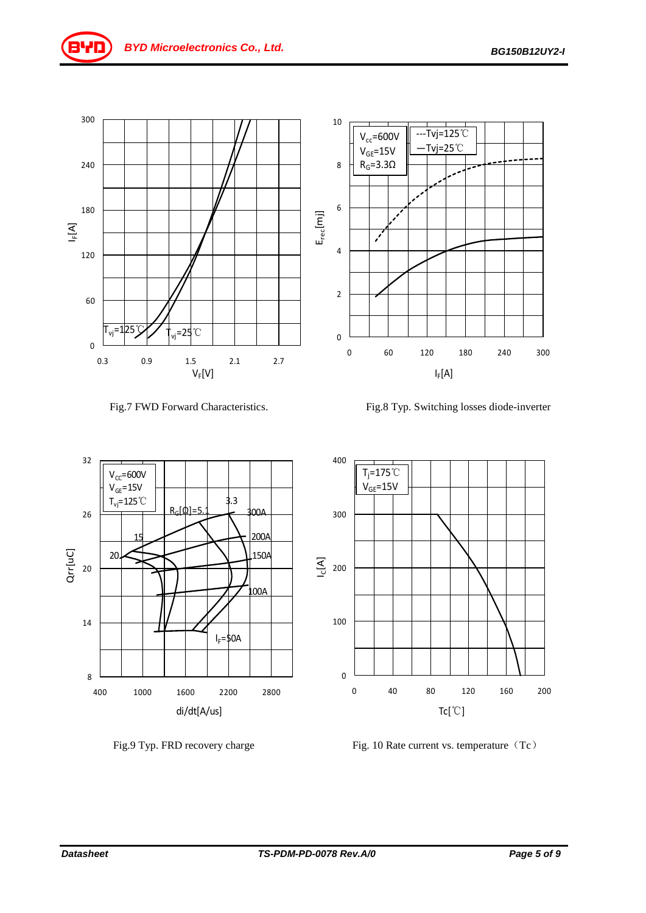Fig.7 FWD Forward Characteristics.

Fig.8 Typ. Switching losses diode-inverter

Fig.9 Typ. FRD recovery charge

Fig. 10 Rate current vs. temperature（Tc）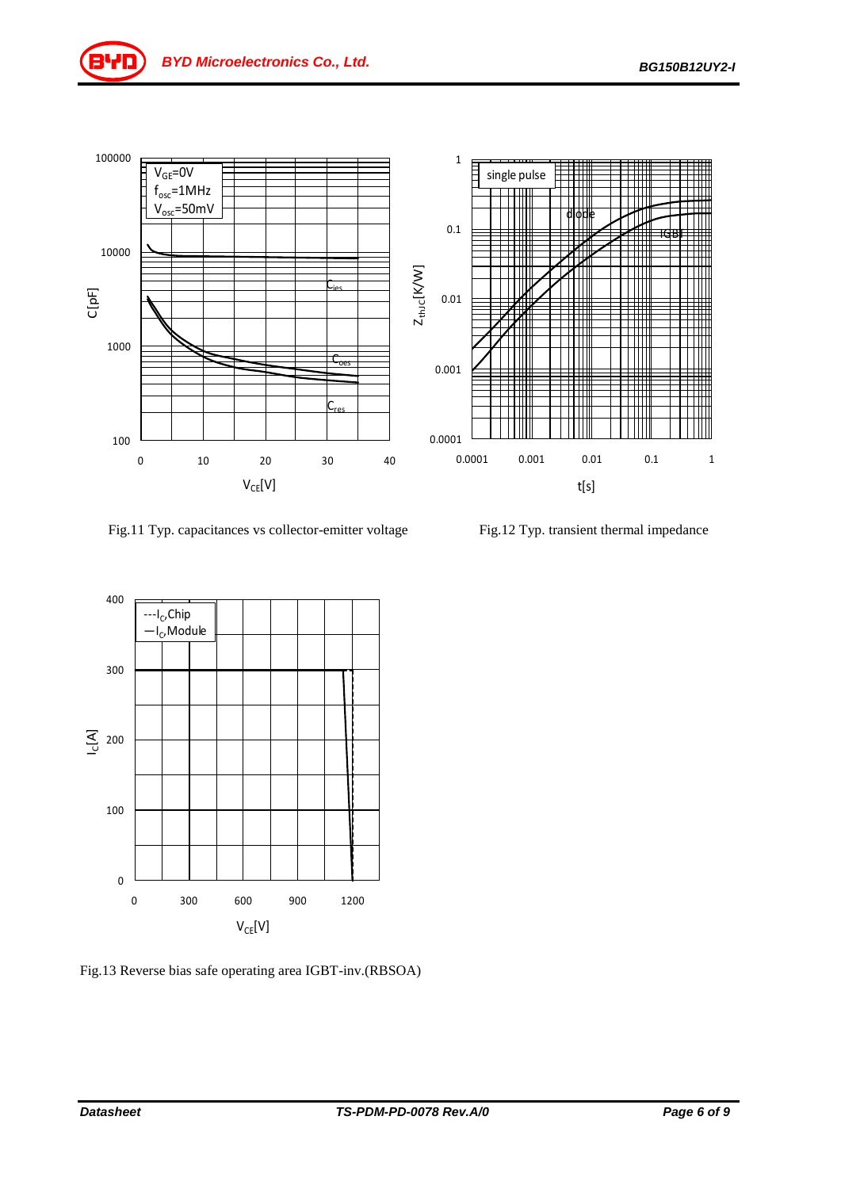Fig.11 Typ. capacitances vs collector-emitter voltage

Fig.12 Typ. transient thermal impedance

Fig.13 Reverse bias safe operating area IGBT-inv.(RBSOA)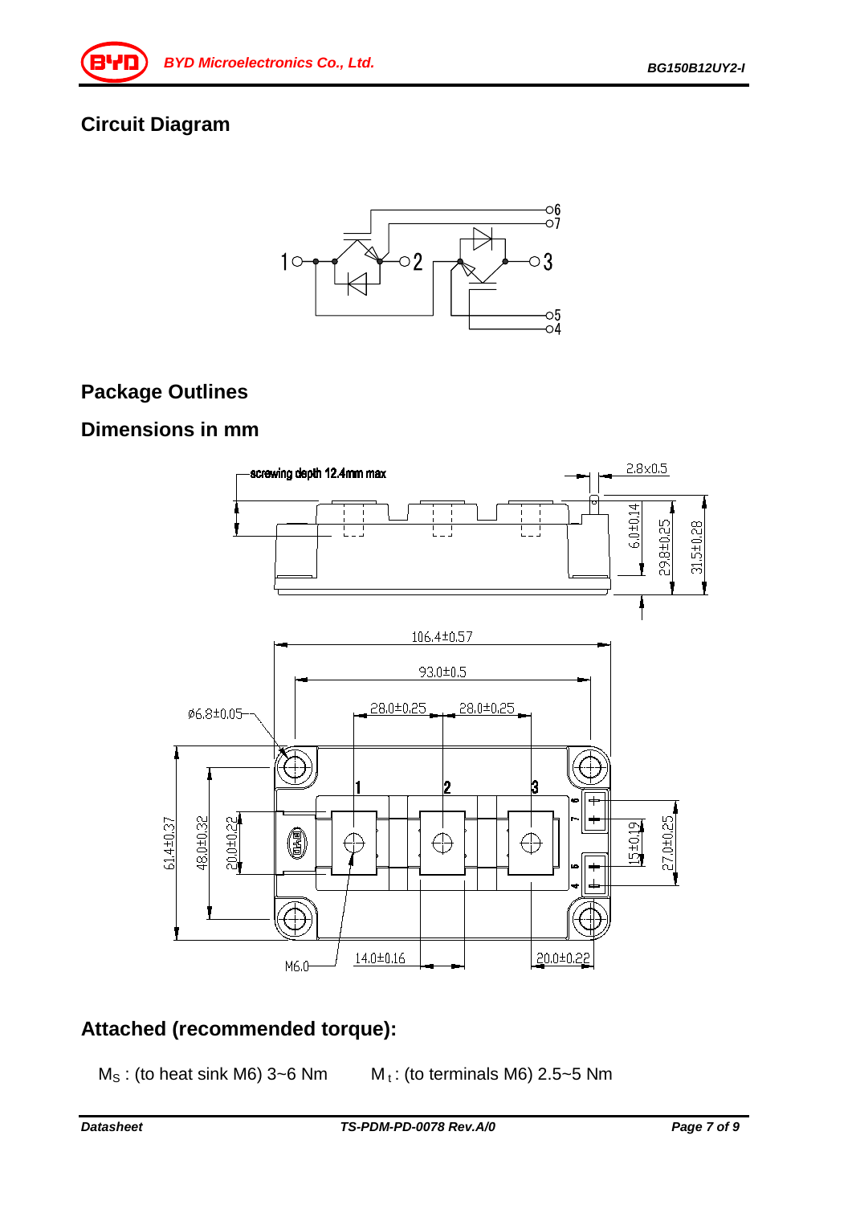## Circuit Diagram

## Package Outlines

## Dimensions in mm

## Attached (recommended torque):

$M_S$ : (to heat sink M6) 3~6 Nm $M_t$ : (to terminals M6) 2.5~5 Nm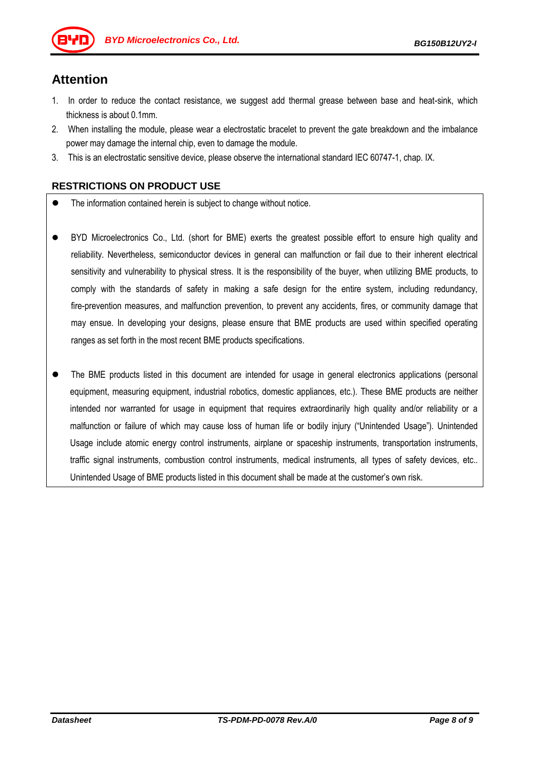## Attention

1. In order to reduce the contact resistance, we suggest add thermal grease between base and heat-sink, which thickness is about 0.1mm.
2. When installing the module, please wear a electrostatic bracelet to prevent the gate breakdown and the imbalance power may damage the internal chip, even to damage the module.
3. This is an electrostatic sensitive device, please observe the international standard IEC 60747-1, chap. IX.

### RESTRICTIONS ON PRODUCT USE

- The information contained herein is subject to change without notice.
- BYD Microelectronics Co., Ltd. (short for BME) exerts the greatest possible effort to ensure high quality and reliability. Nevertheless, semiconductor devices in general can malfunction or fail due to their inherent electrical sensitivity and vulnerability to physical stress. It is the responsibility of the buyer, when utilizing BME products, to comply with the standards of safety in making a safe design for the entire system, including redundancy, fire-prevention measures, and malfunction prevention, to prevent any accidents, fires, or community damage that may ensue. In developing your designs, please ensure that BME products are used within specified operating ranges as set forth in the most recent BME products specifications.
- The BME products listed in this document are intended for usage in general electronics applications (personal equipment, measuring equipment, industrial robotics, domestic appliances, etc.). These BME products are neither intended nor warranted for usage in equipment that requires extraordinarily high quality and/or reliability or a malfunction or failure of which may cause loss of human life or bodily injury ("Unintended Usage"). Unintended Usage include atomic energy control instruments, airplane or spaceship instruments, transportation instruments, traffic signal instruments, combustion control instruments, medical instruments, all types of safety devices, etc.. Unintended Usage of BME products listed in this document shall be made at the customer's own risk.